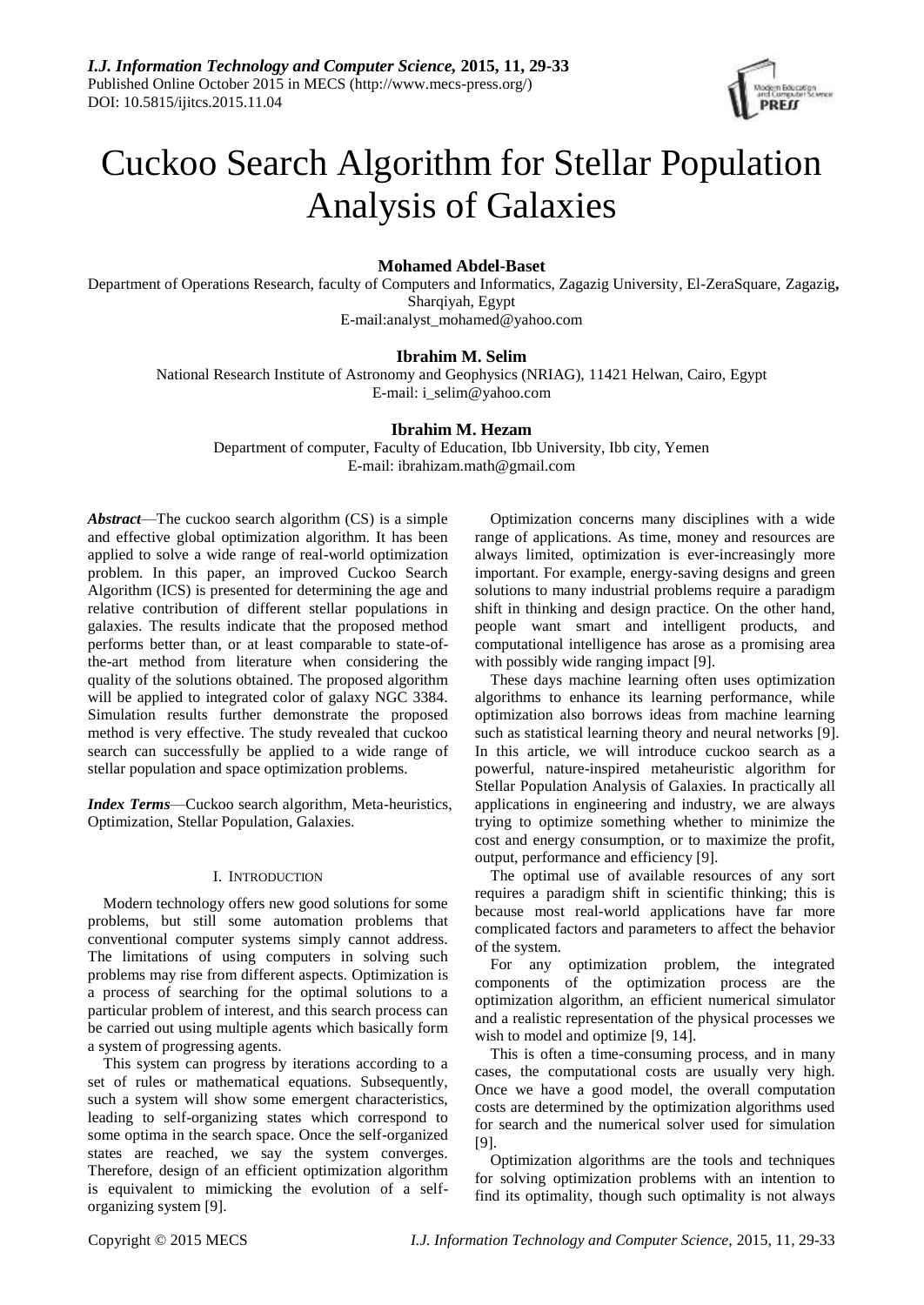# Cuckoo Search Algorithm for Stellar Population Analysis of Galaxies

**Mohamed Abdel-Baset**

Department of Operations Research, faculty of Computers and Informatics, Zagazig University, El-ZeraSquare, Zagazig, Sharqiyah, Egypt

E-mail:analyst_mohamed@yahoo.com

**Ibrahim M. Selim**

National Research Institute of Astronomy and Geophysics (NRIAG), 11421 Helwan, Cairo, Egypt

E-mail: i_selim@yahoo.com

**Ibrahim M. Hezam**

Department of computer, Faculty of Education, Ibb University, Ibb city, Yemen

E-mail: ibrahizam.math@gmail.com

***Abstract***—The cuckoo search algorithm (CS) is a simple and effective global optimization algorithm. It has been applied to solve a wide range of real-world optimization problem. In this paper, an improved Cuckoo Search Algorithm (ICS) is presented for determining the age and relative contribution of different stellar populations in galaxies. The results indicate that the proposed method performs better than, or at least comparable to state-of-the-art method from literature when considering the quality of the solutions obtained. The proposed algorithm will be applied to integrated color of galaxy NGC 3384. Simulation results further demonstrate the proposed method is very effective. The study revealed that cuckoo search can successfully be applied to a wide range of stellar population and space optimization problems.

***Index Terms***—Cuckoo search algorithm, Meta-heuristics, Optimization, Stellar Population, Galaxies.

## I. Introduction

Modern technology offers new good solutions for some problems, but still some automation problems that conventional computer systems simply cannot address. The limitations of using computers in solving such problems may rise from different aspects. Optimization is a process of searching for the optimal solutions to a particular problem of interest, and this search process can be carried out using multiple agents which basically form a system of progressing agents.

This system can progress by iterations according to a set of rules or mathematical equations. Subsequently, such a system will show some emergent characteristics, leading to self-organizing states which correspond to some optima in the search space. Once the self-organized states are reached, we say the system converges. Therefore, design of an efficient optimization algorithm is equivalent to mimicking the evolution of a self-organizing system [9].

Optimization concerns many disciplines with a wide range of applications. As time, money and resources are always limited, optimization is ever-increasingly more important. For example, energy-saving designs and green solutions to many industrial problems require a paradigm shift in thinking and design practice. On the other hand, people want smart and intelligent products, and computational intelligence has arose as a promising area with possibly wide ranging impact [9].

These days machine learning often uses optimization algorithms to enhance its learning performance, while optimization also borrows ideas from machine learning such as statistical learning theory and neural networks [9]. In this article, we will introduce cuckoo search as a powerful, nature-inspired metaheuristic algorithm for Stellar Population Analysis of Galaxies. In practically all applications in engineering and industry, we are always trying to optimize something whether to minimize the cost and energy consumption, or to maximize the profit, output, performance and efficiency [9].

The optimal use of available resources of any sort requires a paradigm shift in scientific thinking; this is because most real-world applications have far more complicated factors and parameters to affect the behavior of the system.

For any optimization problem, the integrated components of the optimization process are the optimization algorithm, an efficient numerical simulator and a realistic representation of the physical processes we wish to model and optimize [9, 14].

This is often a time-consuming process, and in many cases, the computational costs are usually very high. Once we have a good model, the overall computation costs are determined by the optimization algorithms used for search and the numerical solver used for simulation [9].

Optimization algorithms are the tools and techniques for solving optimization problems with an intention to find its optimality, though such optimality is not always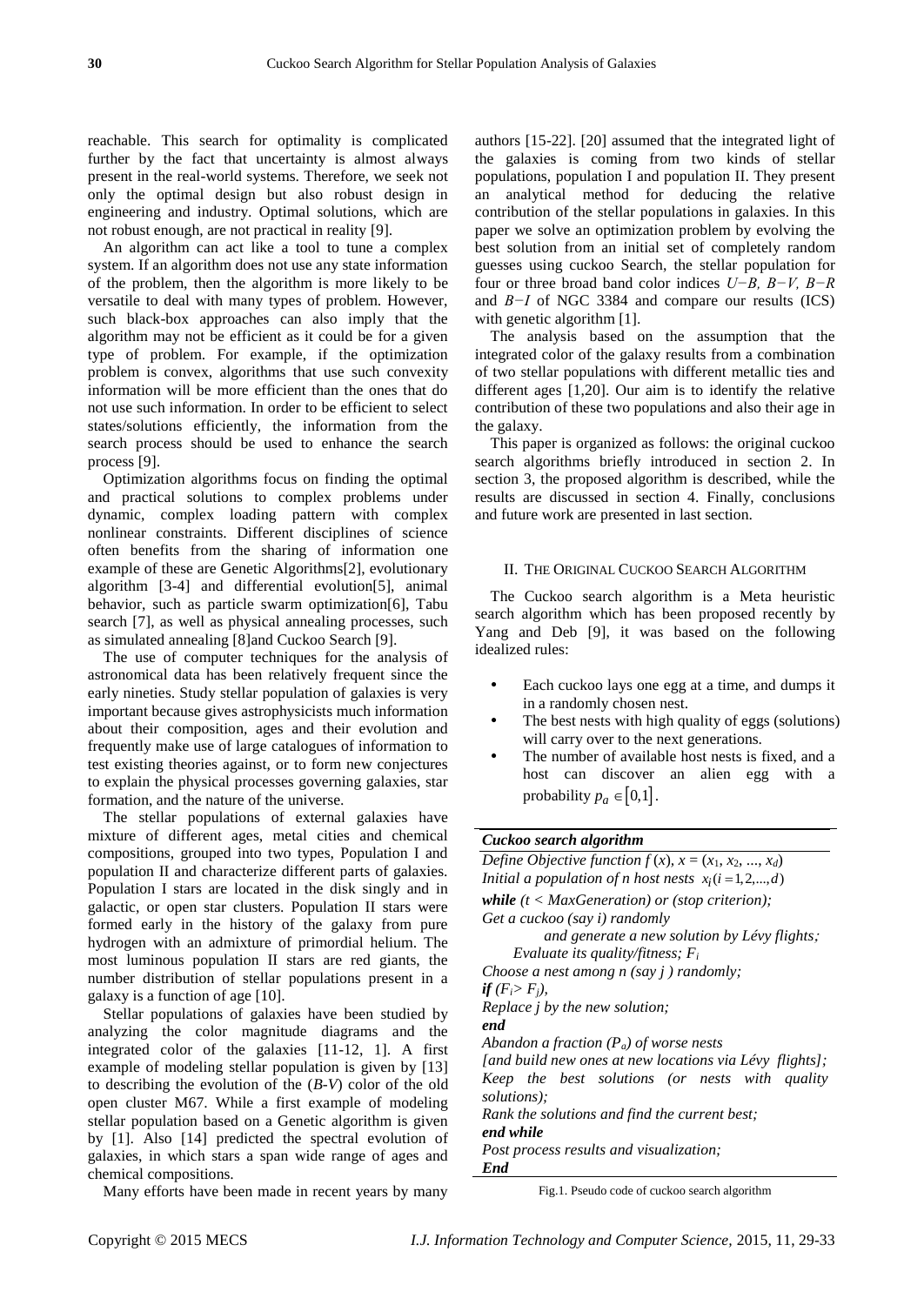reachable. This search for optimality is complicated further by the fact that uncertainty is almost always present in the real-world systems. Therefore, we seek not only the optimal design but also robust design in engineering and industry. Optimal solutions, which are not robust enough, are not practical in reality [9].

An algorithm can act like a tool to tune a complex system. If an algorithm does not use any state information of the problem, then the algorithm is more likely to be versatile to deal with many types of problem. However, such black-box approaches can also imply that the algorithm may not be efficient as it could be for a given type of problem. For example, if the optimization problem is convex, algorithms that use such convexity information will be more efficient than the ones that do not use such information. In order to be efficient to select states/solutions efficiently, the information from the search process should be used to enhance the search process [9].

Optimization algorithms focus on finding the optimal and practical solutions to complex problems under dynamic, complex loading pattern with complex nonlinear constraints. Different disciplines of science often benefits from the sharing of information one example of these are Genetic Algorithms[2], evolutionary algorithm [3-4] and differential evolution[5], animal behavior, such as particle swarm optimization[6], Tabu search [7], as well as physical annealing processes, such as simulated annealing [8]and Cuckoo Search [9].

The use of computer techniques for the analysis of astronomical data has been relatively frequent since the early nineties. Study stellar population of galaxies is very important because gives astrophysicists much information about their composition, ages and their evolution and frequently make use of large catalogues of information to test existing theories against, or to form new conjectures to explain the physical processes governing galaxies, star formation, and the nature of the universe.

The stellar populations of external galaxies have mixture of different ages, metal cities and chemical compositions, grouped into two types, Population I and population II and characterize different parts of galaxies. Population I stars are located in the disk singly and in galactic, or open star clusters. Population II stars were formed early in the history of the galaxy from pure hydrogen with an admixture of primordial helium. The most luminous population II stars are red giants, the number distribution of stellar populations present in a galaxy is a function of age [10].

Stellar populations of galaxies have been studied by analyzing the color magnitude diagrams and the integrated color of the galaxies [11-12, 1]. A first example of modeling stellar population is given by [13] to describing the evolution of the (*B-V*) color of the old open cluster M67. While a first example of modeling stellar population based on a Genetic algorithm is given by [1]. Also [14] predicted the spectral evolution of galaxies, in which stars a span wide range of ages and chemical compositions.

Many efforts have been made in recent years by many authors [15-22]. [20] assumed that the integrated light of the galaxies is coming from two kinds of stellar populations, population I and population II. They present an analytical method for deducing the relative contribution of the stellar populations in galaxies. In this paper we solve an optimization problem by evolving the best solution from an initial set of completely random guesses using cuckoo Search, the stellar population for four or three broad band color indices $U-B$, $B-V$, $B-R$ and $B-I$ of NGC 3384 and compare our results (ICS) with genetic algorithm [1].

The analysis based on the assumption that the integrated color of the galaxy results from a combination of two stellar populations with different metallic ties and different ages [1,20]. Our aim is to identify the relative contribution of these two populations and also their age in the galaxy.

This paper is organized as follows: the original cuckoo search algorithms briefly introduced in section 2. In section 3, the proposed algorithm is described, while the results are discussed in section 4. Finally, conclusions and future work are presented in last section.

## II. The Original Cuckoo Search Algorithm

The Cuckoo search algorithm is a Meta heuristic search algorithm which has been proposed recently by Yang and Deb [9], it was based on the following idealized rules:

- Each cuckoo lays one egg at a time, and dumps it in a randomly chosen nest.
- The best nests with high quality of eggs (solutions) will carry over to the next generations.
- The number of available host nests is fixed, and a host can discover an alien egg with a probability $p_a \in [0,1]$.

***Cuckoo search algorithm***

*Define Objective function $f(x)$, $x = (x_1, x_2, ..., x_d)$*
*Initial a population of n host nests $x_i (i = 1, 2, ..., d)$*
***while** (t < MaxGeneration) or (stop criterion);*
*Get a cuckoo (say i) randomly*
*and generate a new solution by Lévy flights;*
*Evaluate its quality/fitness; $F_i$*
*Choose a nest among n (say j ) randomly;*
***if** ($F_i > F_j$),*
*Replace j by the new solution;*
***end***
*Abandon a fraction ($P_a$) of worse nests*
*[and build new ones at new locations via Lévy flights];*
*Keep the best solutions (or nests with quality solutions);*
*Rank the solutions and find the current best;*
***end while***
*Post process results and visualization;*
***End***

Fig.1. Pseudo code of cuckoo search algorithm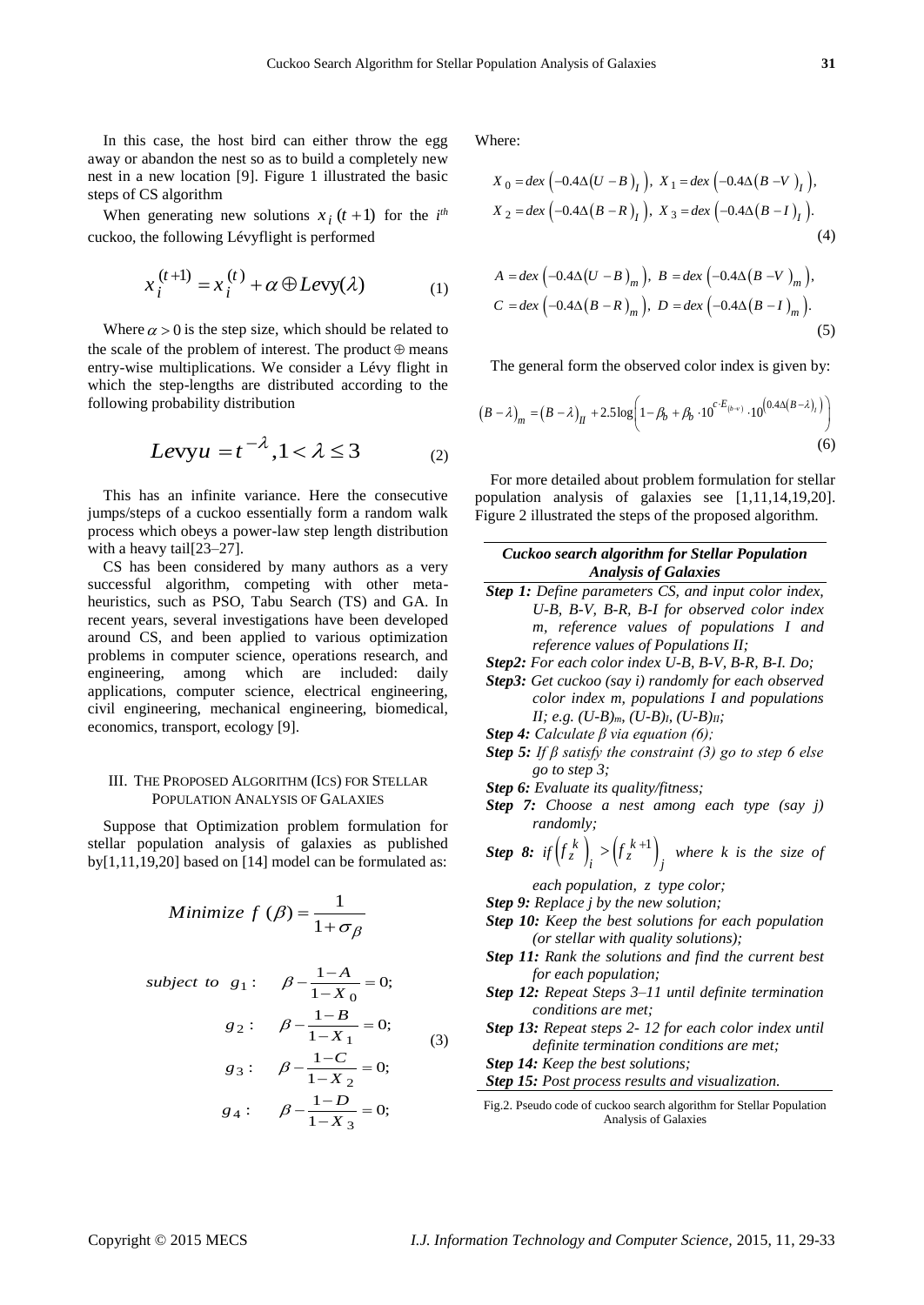In this case, the host bird can either throw the egg away or abandon the nest so as to build a completely new nest in a new location [9]. Figure 1 illustrated the basic steps of CS algorithm

When generating new solutions $x_i(t+1)$ for the $i^{th}$ cuckoo, the following Lévyflight is performed

$$x_i^{(t+1)} = x_i^{(t)} + \alpha \oplus Levy(\lambda) \tag{1}$$

Where $\alpha > 0$ is the step size, which should be related to the scale of the problem of interest. The product $\oplus$ means entry-wise multiplications. We consider a Lévy flight in which the step-lengths are distributed according to the following probability distribution

$$Levyu = t^{-\lambda}, 1 < \lambda \leq 3 \tag{2}$$

This has an infinite variance. Here the consecutive jumps/steps of a cuckoo essentially form a random walk process which obeys a power-law step length distribution with a heavy tail[23–27].

CS has been considered by many authors as a very successful algorithm, competing with other meta-heuristics, such as PSO, Tabu Search (TS) and GA. In recent years, several investigations have been developed around CS, and been applied to various optimization problems in computer science, operations research, and engineering, among which are included: daily applications, computer science, electrical engineering, civil engineering, mechanical engineering, biomedical, economics, transport, ecology [9].

## III. The Proposed Algorithm (Ics) for Stellar Population Analysis of Galaxies

Suppose that Optimization problem formulation for stellar population analysis of galaxies as published by[1,11,19,20] based on [14] model can be formulated as:

$$Minimize\ f(\beta) = \frac{1}{1+\sigma_\beta}$$

$$\begin{aligned} subject\ to\ \ g_1: &\quad \beta - \frac{1-A}{1-X_0} = 0; \\ g_2: &\quad \beta - \frac{1-B}{1-X_1} = 0; \\ g_3: &\quad \beta - \frac{1-C}{1-X_2} = 0; \\ g_4: &\quad \beta - \frac{1-D}{1-X_3} = 0; \end{aligned} \tag{3}$$

Where:

$$\begin{aligned} X_0 &= dex\left(-0.4\Delta(U-B)_I\right),\ X_1 = dex\left(-0.4\Delta(B-V)_I\right), \\ X_2 &= dex\left(-0.4\Delta(B-R)_I\right),\ X_3 = dex\left(-0.4\Delta(B-I)_I\right). \end{aligned} \tag{4}$$

$$\begin{aligned} A &= dex\left(-0.4\Delta(U-B)_m\right),\ B = dex\left(-0.4\Delta(B-V)_m\right), \\ C &= dex\left(-0.4\Delta(B-R)_m\right),\ D = dex\left(-0.4\Delta(B-I)_m\right). \end{aligned} \tag{5}$$

The general form the observed color index is given by:

$$(B-\lambda)_m = (B-\lambda)_{II} + 2.5\log\left(1-\beta_b+\beta_b\cdot 10^{c\cdot E_{(b-v)}}\cdot 10^{\left(0.4\Delta(B-\lambda)_I\right)}\right) \tag{6}$$

For more detailed about problem formulation for stellar population analysis of galaxies see [1,11,14,19,20]. Figure 2 illustrated the steps of the proposed algorithm.

***Cuckoo search algorithm for Stellar Population Analysis of Galaxies***

***Step 1:*** *Define parameters CS, and input color index, U-B, B-V, B-R, B-I for observed color index m, reference values of populations I and reference values of Populations II;*

***Step2:*** *For each color index U-B, B-V, B-R, B-I. Do;*

***Step3:*** *Get cuckoo (say i) randomly for each observed color index m, populations I and populations II; e.g.* $(U\text{-}B)_m$, $(U\text{-}B)_I$, $(U\text{-}B)_{II}$;

***Step 4:*** *Calculate β via equation (6);*

***Step 5:*** *If β satisfy the constraint (3) go to step 6 else go to step 3;*

***Step 6:*** *Evaluate its quality/fitness;*

***Step 7:*** *Choose a nest among each type (say j) randomly;*

***Step 8:*** *if* $\left(f_z^k\right)_i > \left(f_z^{k+1}\right)_j$ *where k is the size of each population, z type color;*

***Step 9:*** *Replace j by the new solution;*

***Step 10:*** *Keep the best solutions for each population (or stellar with quality solutions);*

***Step 11:*** *Rank the solutions and find the current best for each population;*

***Step 12:*** *Repeat Steps 3–11 until definite termination conditions are met;*

***Step 13:*** *Repeat steps 2- 12 for each color index until definite termination conditions are met;*

***Step 14:*** *Keep the best solutions;*

***Step 15:*** *Post process results and visualization.*

Fig.2. Pseudo code of cuckoo search algorithm for Stellar Population Analysis of Galaxies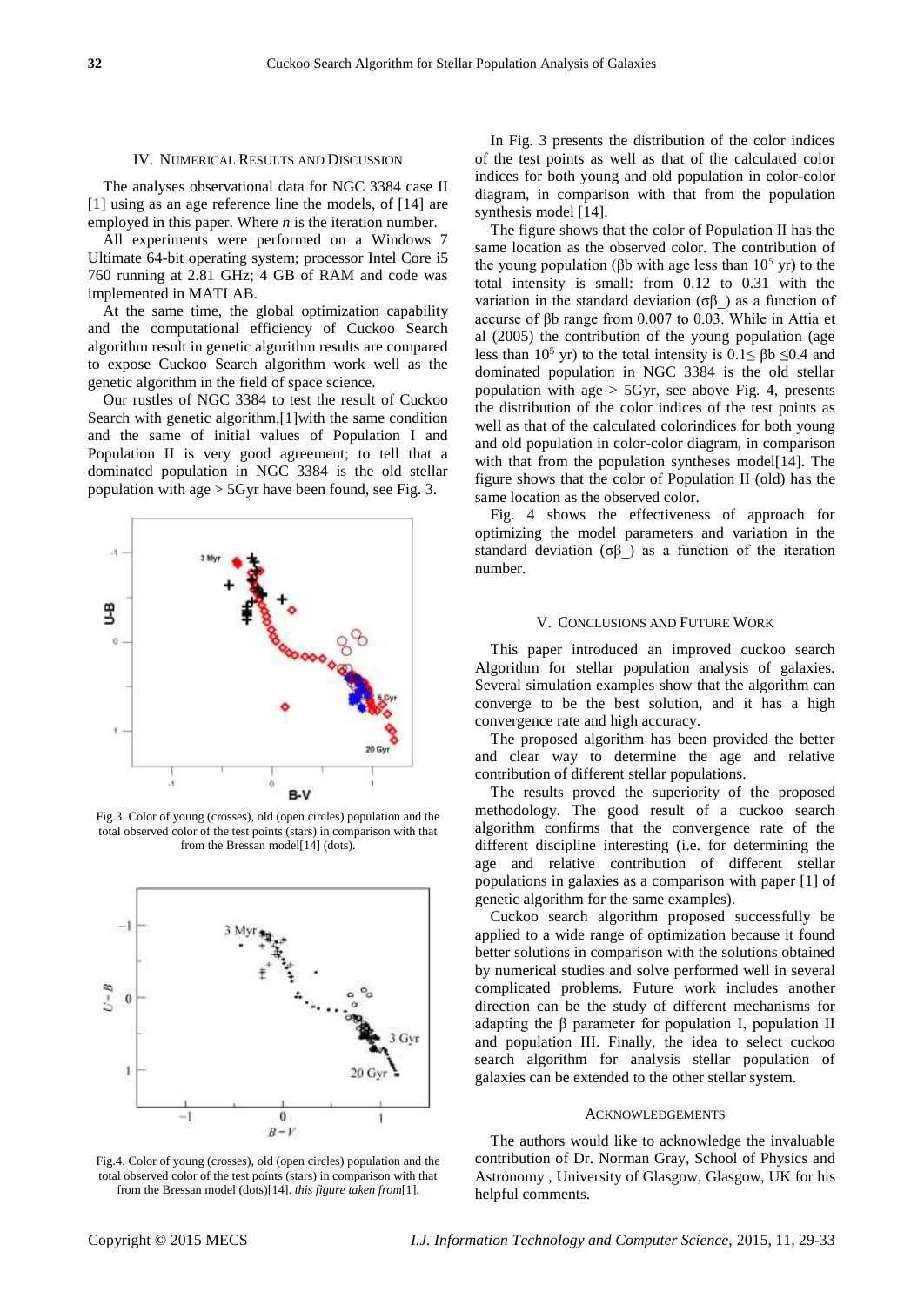## IV. Numerical Results and Discussion

The analyses observational data for NGC 3384 case II [1] using as an age reference line the models, of [14] are employed in this paper. Where *n* is the iteration number.

All experiments were performed on a Windows 7 Ultimate 64-bit operating system; processor Intel Core i5 760 running at 2.81 GHz; 4 GB of RAM and code was implemented in MATLAB.

At the same time, the global optimization capability and the computational efficiency of Cuckoo Search algorithm result in genetic algorithm results are compared to expose Cuckoo Search algorithm work well as the genetic algorithm in the field of space science.

Our rustles of NGC 3384 to test the result of Cuckoo Search with genetic algorithm,[1]with the same condition and the same of initial values of Population I and Population II is very good agreement; to tell that a dominated population in NGC 3384 is the old stellar population with age > 5Gyr have been found, see Fig. 3.

Fig.3. Color of young (crosses), old (open circles) population and the total observed color of the test points (stars) in comparison with that from the Bressan model[14] (dots).

Fig.4. Color of young (crosses), old (open circles) population and the total observed color of the test points (stars) in comparison with that from the Bressan model (dots)[14]. *this figure taken from*[1].

In Fig. 3 presents the distribution of the color indices of the test points as well as that of the calculated color indices for both young and old population in color-color diagram, in comparison with that from the population synthesis model [14].

The figure shows that the color of Population II has the same location as the observed color. The contribution of the young population (βb with age less than $10^5$ yr) to the total intensity is small: from 0.12 to 0.31 with the variation in the standard deviation (σβ_) as a function of accurse of βb range from 0.007 to 0.03. While in Attia et al (2005) the contribution of the young population (age less than $10^5$ yr) to the total intensity is $0.1 \leq \beta b \leq 0.4$ and dominated population in NGC 3384 is the old stellar population with age > 5Gyr, see above Fig. 4, presents the distribution of the color indices of the test points as well as that of the calculated colorindices for both young and old population in color-color diagram, in comparison with that from the population syntheses model[14]. The figure shows that the color of Population II (old) has the same location as the observed color.

Fig. 4 shows the effectiveness of approach for optimizing the model parameters and variation in the standard deviation (σβ_) as a function of the iteration number.

## V. Conclusions and Future Work

This paper introduced an improved cuckoo search Algorithm for stellar population analysis of galaxies. Several simulation examples show that the algorithm can converge to be the best solution, and it has a high convergence rate and high accuracy.

The proposed algorithm has been provided the better and clear way to determine the age and relative contribution of different stellar populations.

The results proved the superiority of the proposed methodology. The good result of a cuckoo search algorithm confirms that the convergence rate of the different discipline interesting (i.e. for determining the age and relative contribution of different stellar populations in galaxies as a comparison with paper [1] of genetic algorithm for the same examples).

Cuckoo search algorithm proposed successfully be applied to a wide range of optimization because it found better solutions in comparison with the solutions obtained by numerical studies and solve performed well in several complicated problems. Future work includes another direction can be the study of different mechanisms for adapting the β parameter for population I, population II and population III. Finally, the idea to select cuckoo search algorithm for analysis stellar population of galaxies can be extended to the other stellar system.

## Acknowledgements

The authors would like to acknowledge the invaluable contribution of Dr. Norman Gray, School of Physics and Astronomy , University of Glasgow, Glasgow, UK for his helpful comments.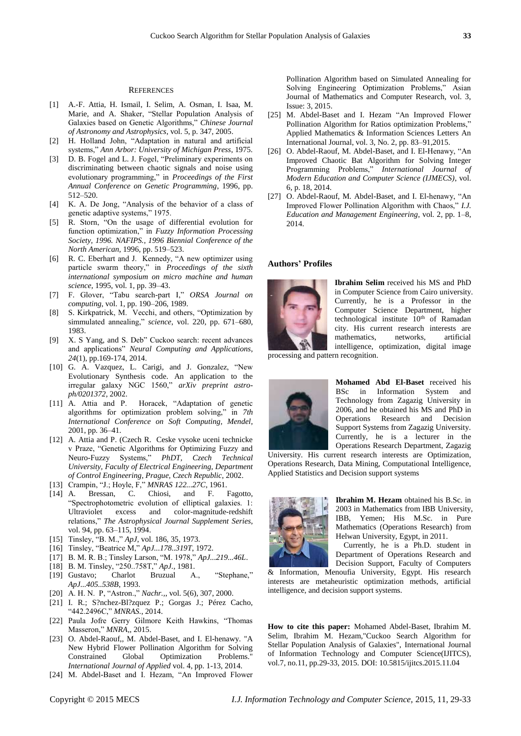## REFERENCES

[1] A.-F. Attia, H. Ismail, I. Selim, A. Osman, I. Isaa, M. Marie, and A. Shaker, "Stellar Population Analysis of Galaxies based on Genetic Algorithms," *Chinese Journal of Astronomy and Astrophysics*, vol. 5, p. 347, 2005.

[2] H. Holland John, "Adaptation in natural and artificial systems," *Ann Arbor: University of Michigan Press*, 1975.

[3] D. B. Fogel and L. J. Fogel, "Preliminary experiments on discriminating between chaotic signals and noise using evolutionary programming," in *Proceedings of the First Annual Conference on Genetic Programming*, 1996, pp. 512–520.

[4] K. A. De Jong, "Analysis of the behavior of a class of genetic adaptive systems," 1975.

[5] R. Storn, "On the usage of differential evolution for function optimization," in *Fuzzy Information Processing Society, 1996. NAFIPS., 1996 Biennial Conference of the North American*, 1996, pp. 519–523.

[6] R. C. Eberhart and J. Kennedy, "A new optimizer using particle swarm theory," in *Proceedings of the sixth international symposium on micro machine and human science*, 1995, vol. 1, pp. 39–43.

[7] F. Glover, "Tabu search-part I," *ORSA Journal on computing*, vol. 1, pp. 190–206, 1989.

[8] S. Kirkpatrick, M. Vecchi, and others, "Optimization by simmulated annealing," *science*, vol. 220, pp. 671–680, 1983.

[9] X. S Yang, and S. Deb" Cuckoo search: recent advances and applications" *Neural Computing and Applications*, *24*(1), pp.169-174, 2014.

[10] G. A. Vazquez, L. Carigi, and J. Gonzalez, "New Evolutionary Synthesis code. An application to the irregular galaxy NGC 1560," *arXiv preprint astro-ph/0201372*, 2002.

[11] A. Attia and P. Horacek, "Adaptation of genetic algorithms for optimization problem solving," in *7th International Conference on Soft Computing, Mendel*, 2001, pp. 36–41.

[12] A. Attia and P. (Czech R. Ceske vysoke uceni technicke v Praze, "Genetic Algorithms for Optimizing Fuzzy and Neuro-Fuzzy Systems," *PhDT, Czech Technical University, Faculty of Electrical Engineering, Department of Control Engineering, Prague, Czech Republic*, 2002.

[13] Crampin, "J.; Hoyle, F," *MNRAS 122...27C*, 1961.

[14] A. Bressan, C. Chiosi, and F. Fagotto, "Spectrophotometric evolution of elliptical galaxies. 1: Ultraviolet excess and color-magnitude-redshift relations," *The Astrophysical Journal Supplement Series*, vol. 94, pp. 63–115, 1994.

[15] Tinsley, "B. M.," *ApJ*, vol. 186, 35, 1973.

[16] Tinsley, "Beatrice M," *ApJ...178..319T*, 1972.

[17] B. M. R. B.; Tinsley Larson, "M. 1978," *ApJ...219...46L*.

[18] B. M. Tinsley, "250..758T," *ApJ.*, 1981.

[19] Gustavo; Charlot Bruzual A., "Stephane," *ApJ...405..538B*, 1993.

[20] A. H. N. P, "Astron.," *Nachr.,*, vol. 5(6), 307, 2000.

[21] I. R.; S?nchez-Bl?zquez P.; Gorgas J.; Pérez Cacho, "442.2496C," *MNRAS.*, 2014.

[22] Paula Jofre Gerry Gilmore Keith Hawkins, "Thomas Masseron," *MNRA,*, 2015.

[23] O. Abdel-Raouf,, M. Abdel-Baset, and I. El-henawy. "A New Hybrid Flower Pollination Algorithm for Solving Constrained Global Optimization Problems." *International Journal of Applied* vol. 4, pp. 1-13, 2014.

[24] M. Abdel-Baset and I. Hezam, "An Improved Flower Pollination Algorithm based on Simulated Annealing for Solving Engineering Optimization Problems," Asian Journal of Mathematics and Computer Research, vol. 3, Issue: 3, 2015.

[25] M. Abdel-Baset and I. Hezam "An Improved Flower Pollination Algorithm for Ratios optimization Problems," Applied Mathematics & Information Sciences Letters An International Journal, vol. 3, No. 2, pp. 83–91,2015.

[26] O. Abdel-Raouf, M. Abdel-Baset, and I. El-Henawy, "An Improved Chaotic Bat Algorithm for Solving Integer Programming Problems," *International Journal of Modern Education and Computer Science (IJMECS)*, vol. 6, p. 18, 2014.

[27] O. Abdel-Raouf, M. Abdel-Baset, and I. El-henawy, "An Improved Flower Pollination Algorithm with Chaos," *I.J. Education and Management Engineering*, vol. 2, pp. 1–8, 2014.

## Authors' Profiles

**Ibrahim Selim** received his MS and PhD in Computer Science from Cairo university. Currently, he is a Professor in the Computer Science Department, higher technological institute 10th of Ramadan city. His current research interests are mathematics, networks, artificial intelligence, optimization, digital image processing and pattern recognition.

**Mohamed Abd El-Baset** received his BSc in Information System and Technology from Zagazig University in 2006, and he obtained his MS and PhD in Operations Research and Decision Support Systems from Zagazig University. Currently, he is a lecturer in the Operations Research Department, Zagazig University. His current research interests are Optimization, Operations Research, Data Mining, Computational Intelligence, Applied Statistics and Decision support systems

**Ibrahim M. Hezam** obtained his B.Sc. in 2003 in Mathematics from IBB University, IBB, Yemen; His M.Sc. in Pure Mathematics (Operations Research) from Helwan University, Egypt, in 2011.

Currently, he is a Ph.D. student in Department of Operations Research and Decision Support, Faculty of Computers & Information, Menoufia University, Egypt. His research interests are metaheuristic optimization methods, artificial intelligence, and decision support systems.

**How to cite this paper:** Mohamed Abdel-Baset, Ibrahim M. Selim, Ibrahim M. Hezam,"Cuckoo Search Algorithm for Stellar Population Analysis of Galaxies", International Journal of Information Technology and Computer Science(IJITCS), vol.7, no.11, pp.29-33, 2015. DOI: 10.5815/ijitcs.2015.11.04